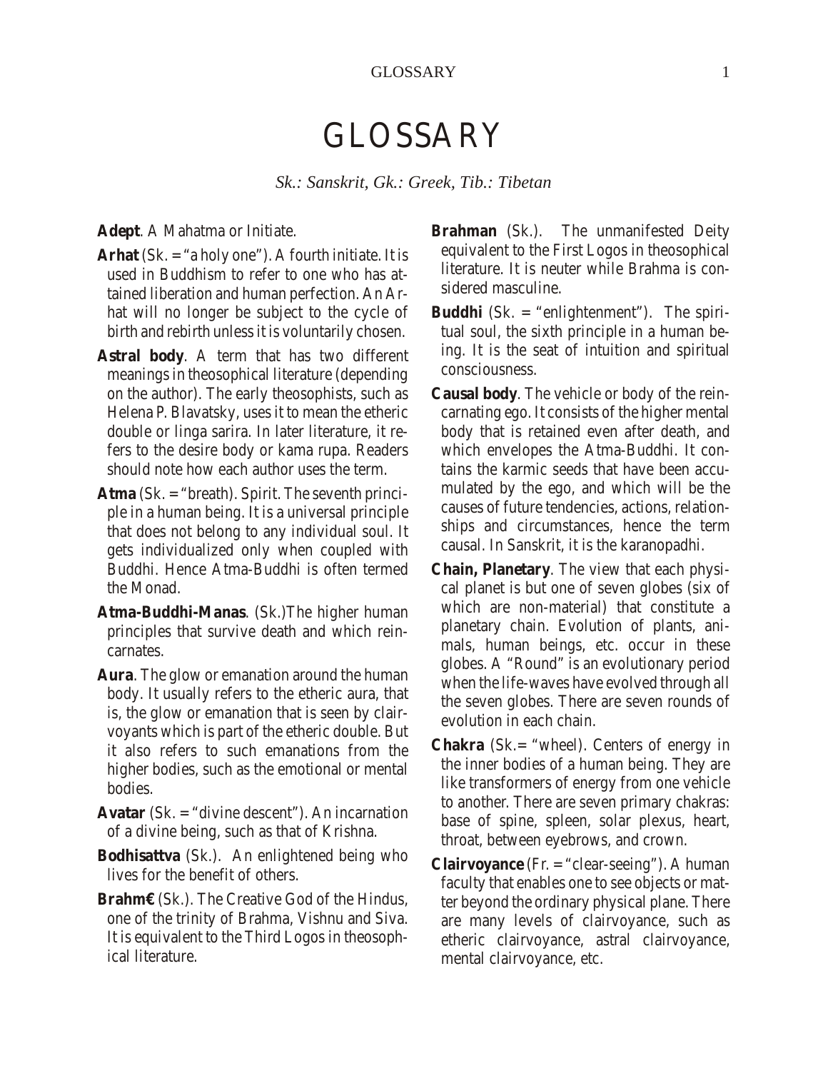# GLOSSARY

*Sk.: Sanskrit, Gk.: Greek, Tib.: Tibetan*

**Adept**. A Mahatma or Initiate.

**Arhat** (Sk. = "a holy one"). A fourth initiate. It is used in Buddhism to refer to one who has attained liberation and human perfection. An Arhat will no longer be subject to the cycle of birth and rebirth unless it is voluntarily chosen.

**Astral body**. A term that has two different meanings in theosophical literature (depending on the author). The early theosophists, such as Helena P. Blavatsky, uses it to mean the etheric double or linga sarira. In later literature, it refers to the desire body or kama rupa. Readers should note how each author uses the term.

**Atma** (Sk. = "breath). Spirit. The seventh principle in a human being. It is a universal principle that does not belong to any individual soul. It gets individualized only when coupled with Buddhi. Hence Atma-Buddhi is often termed the Monad.

**Atma-Buddhi-Manas**. (Sk.)The higher human principles that survive death and which reincarnates.

**Aura**. The glow or emanation around the human body. It usually refers to the etheric aura, that is, the glow or emanation that is seen by clairvoyants which is part of the etheric double. But it also refers to such emanations from the higher bodies, such as the emotional or mental bodies.

**Avatar** (Sk. = "divine descent"). An incarnation of a divine being, such as that of Krishna.

**Bodhisattva** (Sk.). An enlightened being who lives for the benefit of others.

**Brahm€** (Sk.). The Creative God of the Hindus, one of the trinity of Brahma, Vishnu and Siva. It is equivalent to the Third Logos in theosophical literature.

**Brahman** (Sk.). The unmanifested Deity equivalent to the First Logos in theosophical literature. It is neuter while Brahma is considered masculine.

**Buddhi** (Sk. = "enlightenment"). The spiritual soul, the sixth principle in a human being. It is the seat of intuition and spiritual consciousness.

**Causal body**. The vehicle or body of the reincarnating ego. It consists of the higher mental body that is retained even after death, and which envelopes the Atma-Buddhi. It contains the karmic seeds that have been accumulated by the ego, and which will be the causes of future tendencies, actions, relationships and circumstances, hence the term causal. In Sanskrit, it is the karanopadhi.

**Chain, Planetary**. The view that each physical planet is but one of seven globes (six of which are non-material) that constitute a planetary chain. Evolution of plants, animals, human beings, etc. occur in these globes. A "Round" is an evolutionary period when the life-waves have evolved through all the seven globes. There are seven rounds of evolution in each chain.

**Chakra** (Sk.= "wheel). Centers of energy in the inner bodies of a human being. They are like transformers of energy from one vehicle to another. There are seven primary chakras: base of spine, spleen, solar plexus, heart, throat, between eyebrows, and crown.

**Clairvoyance** (Fr. = "clear-seeing"). A human faculty that enables one to see objects or matter beyond the ordinary physical plane. There are many levels of clairvoyance, such as etheric clairvoyance, astral clairvoyance, mental clairvoyance, etc.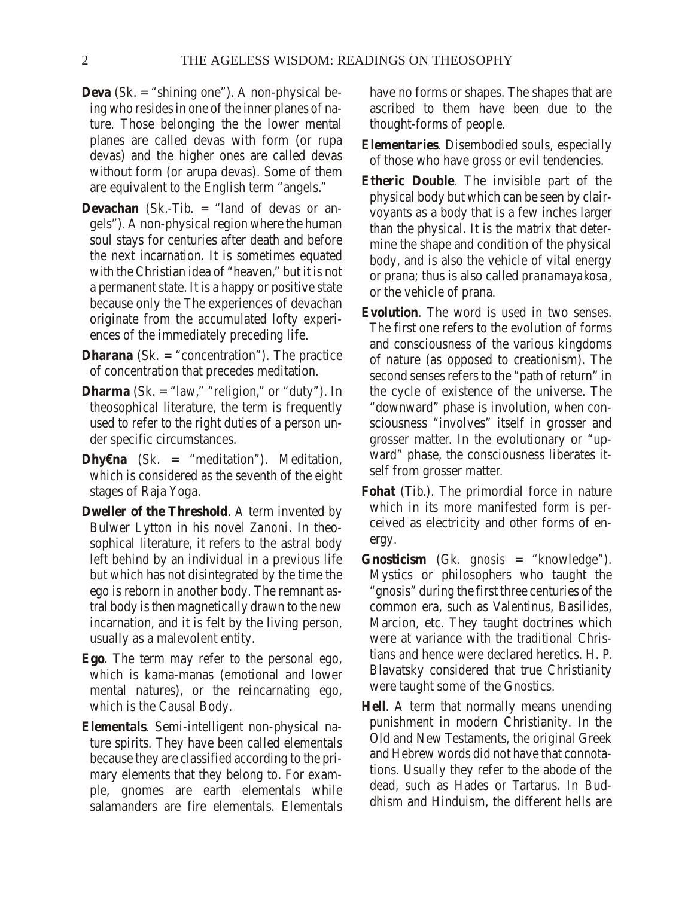**Deva** (Sk. = "shining one"). A non-physical being who resides in one of the inner planes of nature. Those belonging the the lower mental planes are called devas with form (or rupa devas) and the higher ones are called devas without form (or arupa devas). Some of them are equivalent to the English term "angels."

**Devachan** (Sk.-Tib. = "land of devas or angels"). A non-physical region where the human soul stays for centuries after death and before the next incarnation. It is sometimes equated with the Christian idea of "heaven," but it is not a permanent state. It is a happy or positive state because only the The experiences of devachan originate from the accumulated lofty experiences of the immediately preceding life.

**Dharana** (Sk. = "concentration"). The practice of concentration that precedes meditation.

**Dharma** (Sk. = "law," "religion," or "duty"). In theosophical literature, the term is frequently used to refer to the right duties of a person under specific circumstances.

**Dhy€na** (Sk. = "meditation"). Meditation, which is considered as the seventh of the eight stages of Raja Yoga.

**Dweller of the Threshold**. A term invented by Bulwer Lytton in his novel *Zanoni*. In theosophical literature, it refers to the astral body left behind by an individual in a previous life but which has not disintegrated by the time the ego is reborn in another body. The remnant astral body is then magnetically drawn to the new incarnation, and it is felt by the living person, usually as a malevolent entity.

**Ego**. The term may refer to the personal ego, which is kama-manas (emotional and lower mental natures), or the reincarnating ego, which is the Causal Body.

**Elementals**. Semi-intelligent non-physical nature spirits. They have been called elementals because they are classified according to the primary elements that they belong to. For example, gnomes are earth elementals while salamanders are fire elementals. Elementals have no forms or shapes. The shapes that are ascribed to them have been due to the thought-forms of people.

**Elementaries**. Disembodied souls, especially of those who have gross or evil tendencies.

**Etheric Double**. The invisible part of the physical body but which can be seen by clairvoyants as a body that is a few inches larger than the physical. It is the matrix that determine the shape and condition of the physical body, and is also the vehicle of vital energy or prana; thus is also called *pranamayakosa*, or the vehicle of prana.

**Evolution**. The word is used in two senses. The first one refers to the evolution of forms and consciousness of the various kingdoms of nature (as opposed to creationism). The second senses refers to the "path of return" in the cycle of existence of the universe. The "downward" phase is involution, when consciousness "involves" itself in grosser and grosser matter. In the evolutionary or "upward" phase, the consciousness liberates itself from grosser matter.

**Fohat** (Tib.). The primordial force in nature which in its more manifested form is perceived as electricity and other forms of energy.

**Gnosticism** (Gk. *gnosis* = "knowledge"). Mystics or philosophers who taught the "gnosis" during the first three centuries of the common era, such as Valentinus, Basilides, Marcion, etc. They taught doctrines which were at variance with the traditional Christians and hence were declared heretics. H. P. Blavatsky considered that true Christianity were taught some of the Gnostics.

**Hell**. A term that normally means unending punishment in modern Christianity. In the Old and New Testaments, the original Greek and Hebrew words did not have that connotations. Usually they refer to the abode of the dead, such as Hades or Tartarus. In Buddhism and Hinduism, the different hells are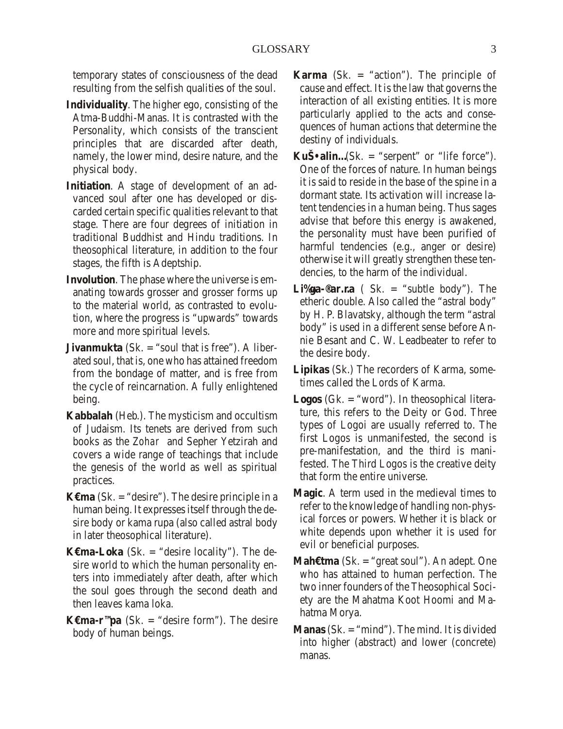temporary states of consciousness of the dead resulting from the selfish qualities of the soul.

**Individuality**. The higher ego, consisting of the Atma-Buddhi-Manas. It is contrasted with the Personality, which consists of the transcient principles that are discarded after death, namely, the lower mind, desire nature, and the physical body.

**Initiation**. A stage of development of an advanced soul after one has developed or discarded certain specific qualities relevant to that stage. There are four degrees of initiation in traditional Buddhist and Hindu traditions. In theosophical literature, in addition to the four stages, the fifth is Adeptship.

**Involution**. The phase where the universe is emanating towards grosser and grosser forms up to the material world, as contrasted to evolution, where the progress is "upwards" towards more and more spiritual levels.

**Jivanmukta** (Sk. = "soul that is free"). A liberated soul, that is, one who has attained freedom from the bondage of matter, and is free from the cycle of reincarnation. A fully enlightened being.

**Kabbalah** (Heb.). The mysticism and occultism of Judaism. Its tenets are derived from such books as the *Zohar* and Sepher Yetzirah and covers a wide range of teachings that include the genesis of the world as well as spiritual practices.

**K€ma** (Sk. = "desire"). The desire principle in a human being. It expresses itself through the desire body or kama rupa (also called astral body in later theosophical literature).

**K€ma-Loka** (Sk. = "desire locality"). The desire world to which the human personality enters into immediately after death, after which the soul goes through the second death and then leaves kama loka.

**K€ma-r™pa** (Sk. = "desire form"). The desire body of human beings.

**Karma** (Sk. = "action"). The principle of cause and effect. It is the law that governs the interaction of all existing entities. It is more particularly applied to the acts and consequences of human actions that determine the destiny of individuals.

**KuŠ•alin...**(Sk. = "serpent" or "life force"). One of the forces of nature. In human beings it is said to reside in the base of the spine in a dormant state. Its activation will increase latent tendencies in a human being. Thus sages advise that before this energy is awakened, the personality must have been purified of harmful tendencies (e.g., anger or desire) otherwise it will greatly strengthen these tendencies, to the harm of the individual.

**Li%ga-®ar.r.a** ( Sk. = "subtle body"). The etheric double. Also called the "astral body" by H. P. Blavatsky, although the term "astral body" is used in a different sense before Annie Besant and C. W. Leadbeater to refer to the desire body.

**Lipikas** (Sk.) The recorders of Karma, sometimes called the Lords of Karma.

**Logos** (Gk. = "word"). In theosophical literature, this refers to the Deity or God. Three types of Logoi are usually referred to. The first Logos is unmanifested, the second is pre-manifestation, and the third is manifested. The Third Logos is the creative deity that form the entire universe.

**Magic**. A term used in the medieval times to refer to the knowledge of handling non-physical forces or powers. Whether it is black or white depends upon whether it is used for evil or beneficial purposes.

**Mah€tma** (Sk. = "great soul"). An adept. One who has attained to human perfection. The two inner founders of the Theosophical Society are the Mahatma Koot Hoomi and Mahatma Morya.

**Manas** (Sk. = "mind"). The mind. It is divided into higher (abstract) and lower (concrete) manas.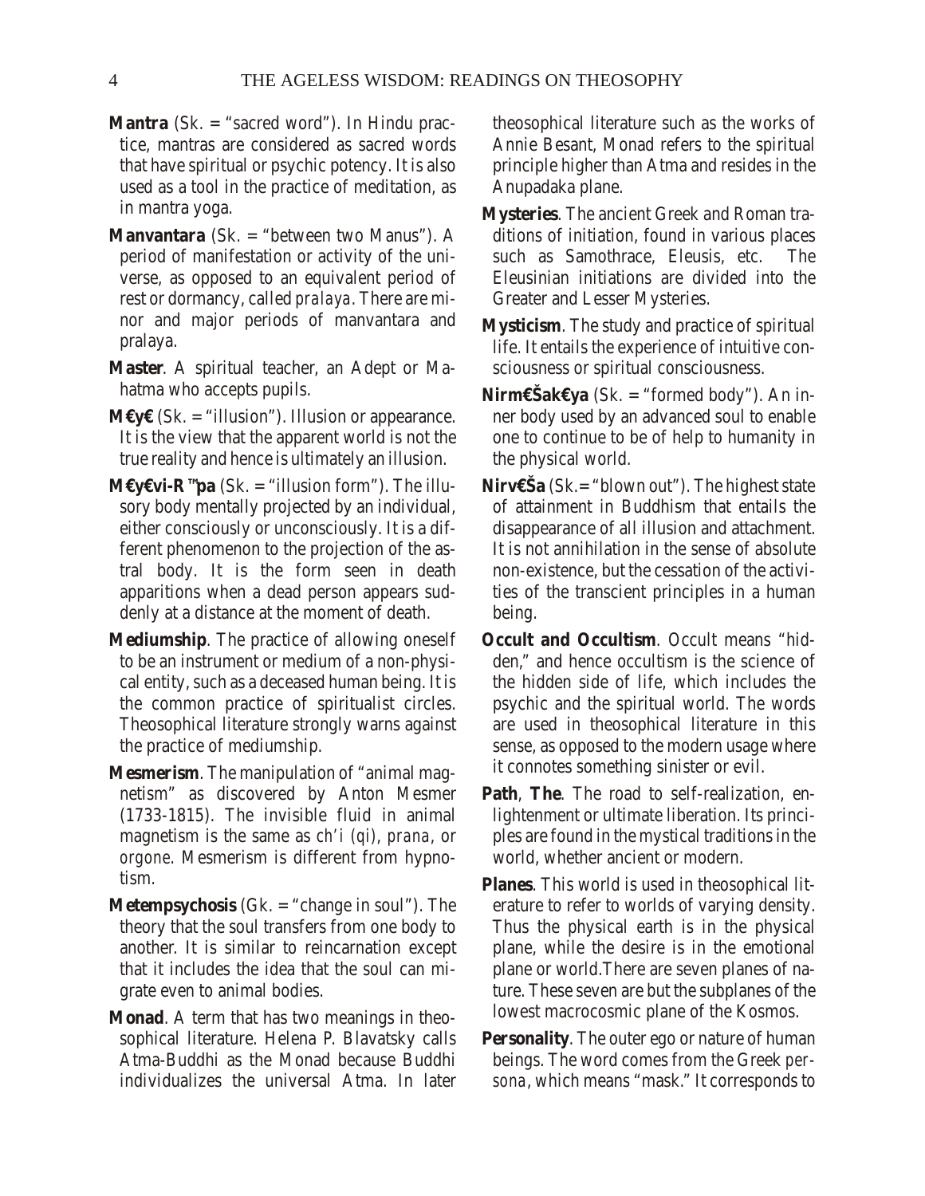**Mantra** (Sk. = "sacred word"). In Hindu practice, mantras are considered as sacred words that have spiritual or psychic potency. It is also used as a tool in the practice of meditation, as in mantra yoga.

**Manvantara** (Sk. = "between two Manus"). A period of manifestation or activity of the universe, as opposed to an equivalent period of rest or dormancy, called *pralaya*. There are minor and major periods of manvantara and pralaya.

**Master**. A spiritual teacher, an Adept or Mahatma who accepts pupils.

**M€y€** (Sk. = "illusion"). Illusion or appearance. It is the view that the apparent world is not the true reality and hence is ultimately an illusion.

**M€y€vi-R™pa** (Sk. = "illusion form"). The illusory body mentally projected by an individual, either consciously or unconsciously. It is a different phenomenon to the projection of the astral body. It is the form seen in death apparitions when a dead person appears suddenly at a distance at the moment of death.

**Mediumship**. The practice of allowing oneself to be an instrument or medium of a non-physical entity, such as a deceased human being. It is the common practice of spiritualist circles. Theosophical literature strongly warns against the practice of mediumship.

**Mesmerism**. The manipulation of "animal magnetism" as discovered by Anton Mesmer (1733-1815). The invisible fluid in animal magnetism is the same as *ch'i (qi)*, *prana*, or *orgone*. Mesmerism is different from hypnotism.

**Metempsychosis** (Gk. = "change in soul"). The theory that the soul transfers from one body to another. It is similar to reincarnation except that it includes the idea that the soul can migrate even to animal bodies.

**Monad**. A term that has two meanings in theosophical literature. Helena P. Blavatsky calls Atma-Buddhi as the Monad because Buddhi individualizes the universal Atma. In later theosophical literature such as the works of Annie Besant, Monad refers to the spiritual principle higher than Atma and resides in the Anupadaka plane.

**Mysteries**. The ancient Greek and Roman traditions of initiation, found in various places such as Samothrace, Eleusis, etc. The Eleusinian initiations are divided into the Greater and Lesser Mysteries.

**Mysticism**. The study and practice of spiritual life. It entails the experience of intuitive consciousness or spiritual consciousness.

**Nirm€Šak€ya** (Sk. = "formed body"). An inner body used by an advanced soul to enable one to continue to be of help to humanity in the physical world.

**Nirv€Ša** (Sk.= "blown out"). The highest state of attainment in Buddhism that entails the disappearance of all illusion and attachment. It is not annihilation in the sense of absolute non-existence, but the cessation of the activities of the transcient principles in a human being.

**Occult and Occultism**. Occult means "hidden," and hence occultism is the science of the hidden side of life, which includes the psychic and the spiritual world. The words are used in theosophical literature in this sense, as opposed to the modern usage where it connotes something sinister or evil.

**Path**, **The**. The road to self-realization, enlightenment or ultimate liberation. Its principles are found in the mystical traditions in the world, whether ancient or modern.

**Planes**. This world is used in theosophical literature to refer to worlds of varying density. Thus the physical earth is in the physical plane, while the desire is in the emotional plane or world.There are seven planes of nature. These seven are but the subplanes of the lowest macrocosmic plane of the Kosmos.

**Personality**. The outer ego or nature of human beings. The word comes from the Greek *persona*, which means "mask." It corresponds to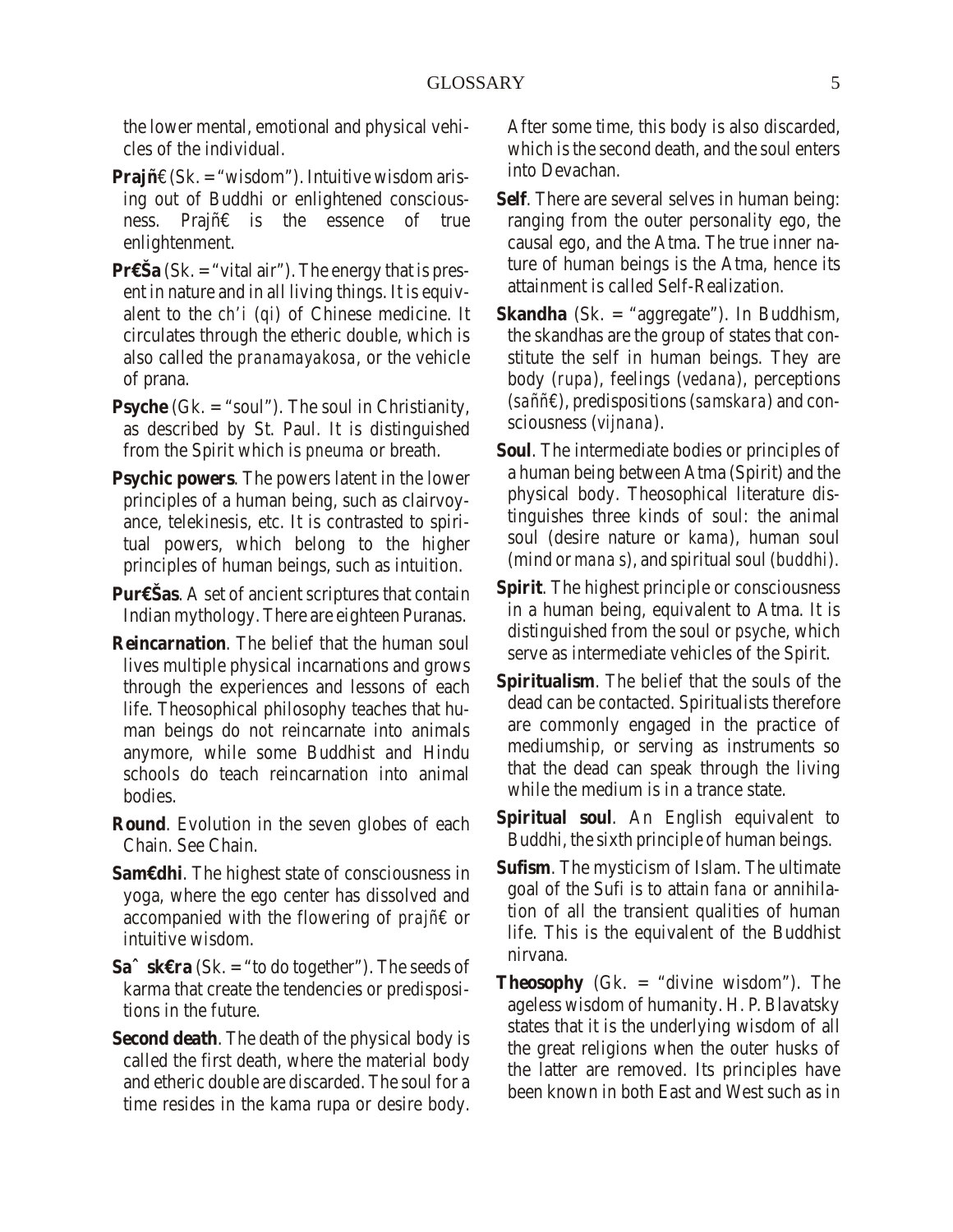the lower mental, emotional and physical vehicles of the individual.

**Prajñ€** (Sk. = "wisdom"). Intuitive wisdom arising out of Buddhi or enlightened consciousness. Prajñ€ is the essence of true enlightenment.

**Pr€Ša** (Sk. = "vital air"). The energy that is present in nature and in all living things. It is equivalent to the *ch'i* (*qi*) of Chinese medicine. It circulates through the etheric double, which is also called the *pranamayakosa*, or the vehicle of prana.

**Psyche** (Gk. = "soul"). The soul in Christianity, as described by St. Paul. It is distinguished from the Spirit which is *pneuma* or breath.

**Psychic powers**. The powers latent in the lower principles of a human being, such as clairvoyance, telekinesis, etc. It is contrasted to spiritual powers, which belong to the higher principles of human beings, such as intuition.

**Pur€Šas**. A set of ancient scriptures that contain Indian mythology. There are eighteen Puranas.

**Reincarnation**. The belief that the human soul lives multiple physical incarnations and grows through the experiences and lessons of each life. Theosophical philosophy teaches that human beings do not reincarnate into animals anymore, while some Buddhist and Hindu schools do teach reincarnation into animal bodies.

**Round**. Evolution in the seven globes of each Chain. See Chain.

**Sam€dhi**. The highest state of consciousness in yoga, where the ego center has dissolved and accompanied with the flowering of *prajñ€* or intuitive wisdom.

**Saˆ sk€ra** (Sk. = "to do together"). The seeds of karma that create the tendencies or predispositions in the future.

**Second death**. The death of the physical body is called the first death, where the material body and etheric double are discarded. The soul for a time resides in the kama rupa or desire body. After some time, this body is also discarded, which is the second death, and the soul enters into Devachan.

**Self**. There are several selves in human being: ranging from the outer personality ego, the causal ego, and the Atma. The true inner nature of human beings is the Atma, hence its attainment is called Self-Realization.

**Skandha** (Sk. = "aggregate"). In Buddhism, the skandhas are the group of states that constitute the self in human beings. They are body (*rupa*), feelings (*vedana*), perceptions (*sañĩ€*), predispositions (*samskara*) and consciousness (*vijnana*).

**Soul**. The intermediate bodies or principles of a human being between Atma (Spirit) and the physical body. Theosophical literature distinguishes three kinds of soul: the animal soul (desire nature or *kama*), human soul (mind or *mana s*), and spiritual soul (*buddhi*).

**Spirit**. The highest principle or consciousness in a human being, equivalent to Atma. It is distinguished from the soul or *psyche*, which serve as intermediate vehicles of the Spirit.

**Spiritualism**. The belief that the souls of the dead can be contacted. Spiritualists therefore are commonly engaged in the practice of mediumship, or serving as instruments so that the dead can speak through the living while the medium is in a trance state.

**Spiritual soul**. An English equivalent to Buddhi, the sixth principle of human beings.

**Sufism**. The mysticism of Islam. The ultimate goal of the Sufi is to attain *fana* or annihilation of all the transient qualities of human life. This is the equivalent of the Buddhist nirvana.

**Theosophy** (Gk. = "divine wisdom"). The ageless wisdom of humanity. H. P. Blavatsky states that it is the underlying wisdom of all the great religions when the outer husks of the latter are removed. Its principles have been known in both East and West such as in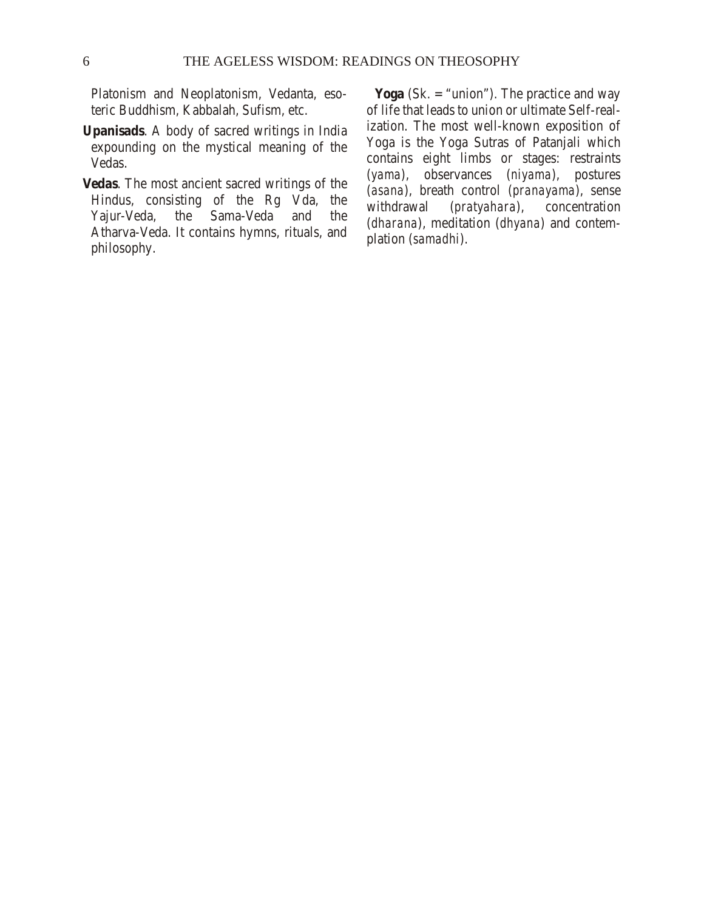Platonism and Neoplatonism, Vedanta, esoteric Buddhism, Kabbalah, Sufism, etc.

**Upanisads**. A body of sacred writings in India expounding on the mystical meaning of the Vedas.

**Vedas**. The most ancient sacred writings of the Hindus, consisting of the Rg Vda, the Yajur-Veda, the Sama-Veda and the Atharva-Veda. It contains hymns, rituals, and philosophy.

**Yoga** (Sk. = "union"). The practice and way of life that leads to union or ultimate Self-realization. The most well-known exposition of Yoga is the Yoga Sutras of Patanjali which contains eight limbs or stages: restraints (*yama*), observances (*niyama*), postures (*asana*), breath control (*pranayama*), sense withdrawal (*pratyahara*), concentration (*dharana*), meditation (*dhyana*) and contemplation (*samadhi*).